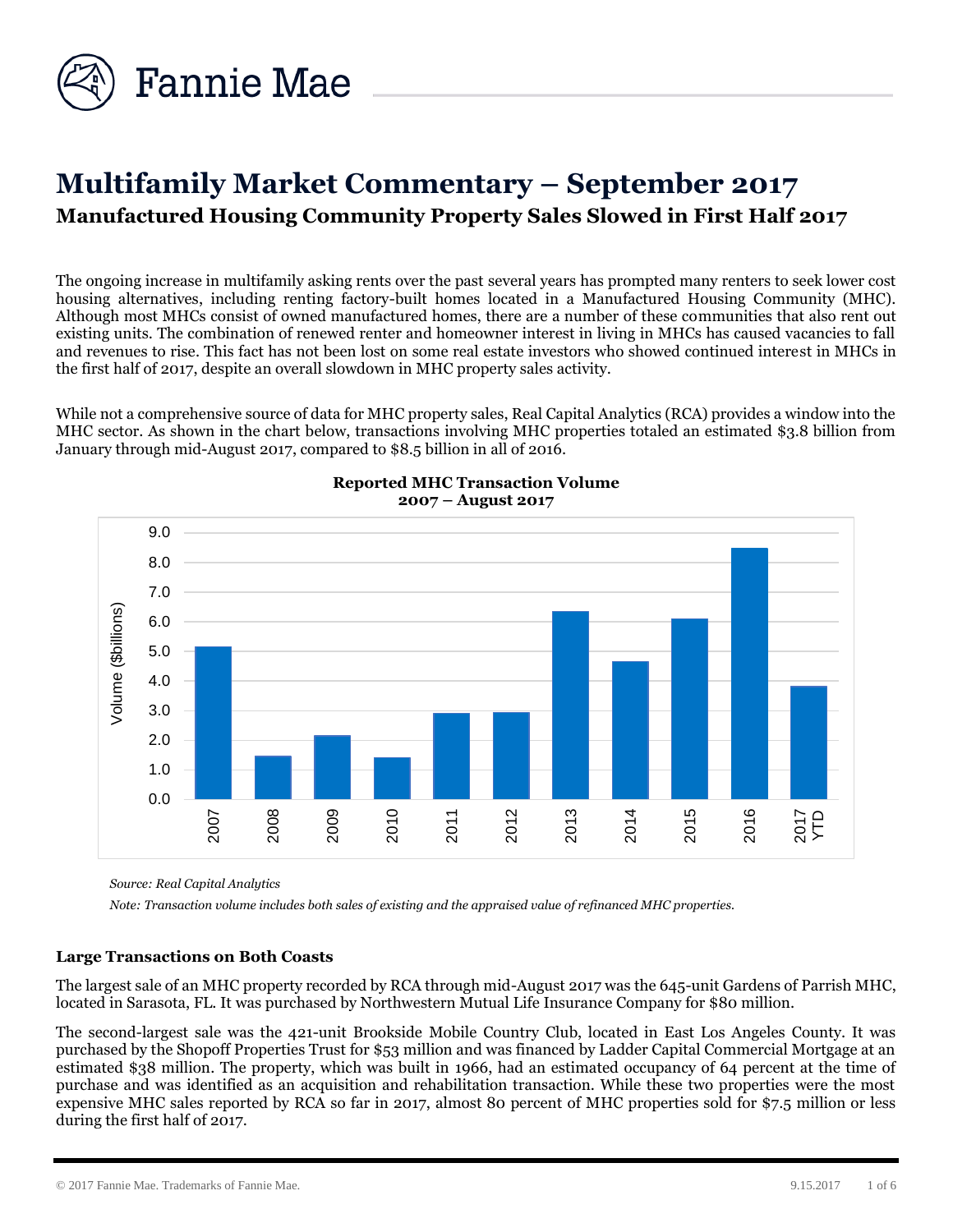Fannie Mae

# Multifamily Market Commentary – September 2017

## Manufactured Housing Community Property Sales Slowed in First Half 2017

The ongoing increase in multifamily asking rents over the past several years has prompted many renters to seek lower cost housing alternatives, including renting factory-built homes located in a Manufactured Housing Community (MHC). Although most MHCs consist of owned manufactured homes, there are a number of these communities that also rent out existing units. The combination of renewed renter and homeowner interest in living in MHCs has caused vacancies to fall and revenues to rise. This fact has not been lost on some real estate investors who showed continued interest in MHCs in the first half of 2017, despite an overall slowdown in MHC property sales activity.

While not a comprehensive source of data for MHC property sales, Real Capital Analytics (RCA) provides a window into the MHC sector. As shown in the chart below, transactions involving MHC properties totaled an estimated $3.8 billion from January through mid-August 2017, compared to $8.5 billion in all of 2016.

**Reported MHC Transaction Volume**
**2007 – August 2017**

| Year | Volume ($billions) |
|---|---|
| 2007 | 5.2 |
| 2008 | 1.5 |
| 2009 | 2.2 |
| 2010 | 1.4 |
| 2011 | 2.9 |
| 2012 | 3.0 |
| 2013 | 6.4 |
| 2014 | 4.7 |
| 2015 | 6.1 |
| 2016 | 8.5 |
| 2017 YTD | 3.8 |

*Source: Real Capital Analytics*

*Note: Transaction volume includes both sales of existing and the appraised value of refinanced MHC properties.*

### Large Transactions on Both Coasts

The largest sale of an MHC property recorded by RCA through mid-August 2017 was the 645-unit Gardens of Parrish MHC, located in Sarasota, FL. It was purchased by Northwestern Mutual Life Insurance Company for $80 million.

The second-largest sale was the 421-unit Brookside Mobile Country Club, located in East Los Angeles County. It was purchased by the Shopoff Properties Trust for $53 million and was financed by Ladder Capital Commercial Mortgage at an estimated $38 million. The property, which was built in 1966, had an estimated occupancy of 64 percent at the time of purchase and was identified as an acquisition and rehabilitation transaction. While these two properties were the most expensive MHC sales reported by RCA so far in 2017, almost 80 percent of MHC properties sold for $7.5 million or less during the first half of 2017.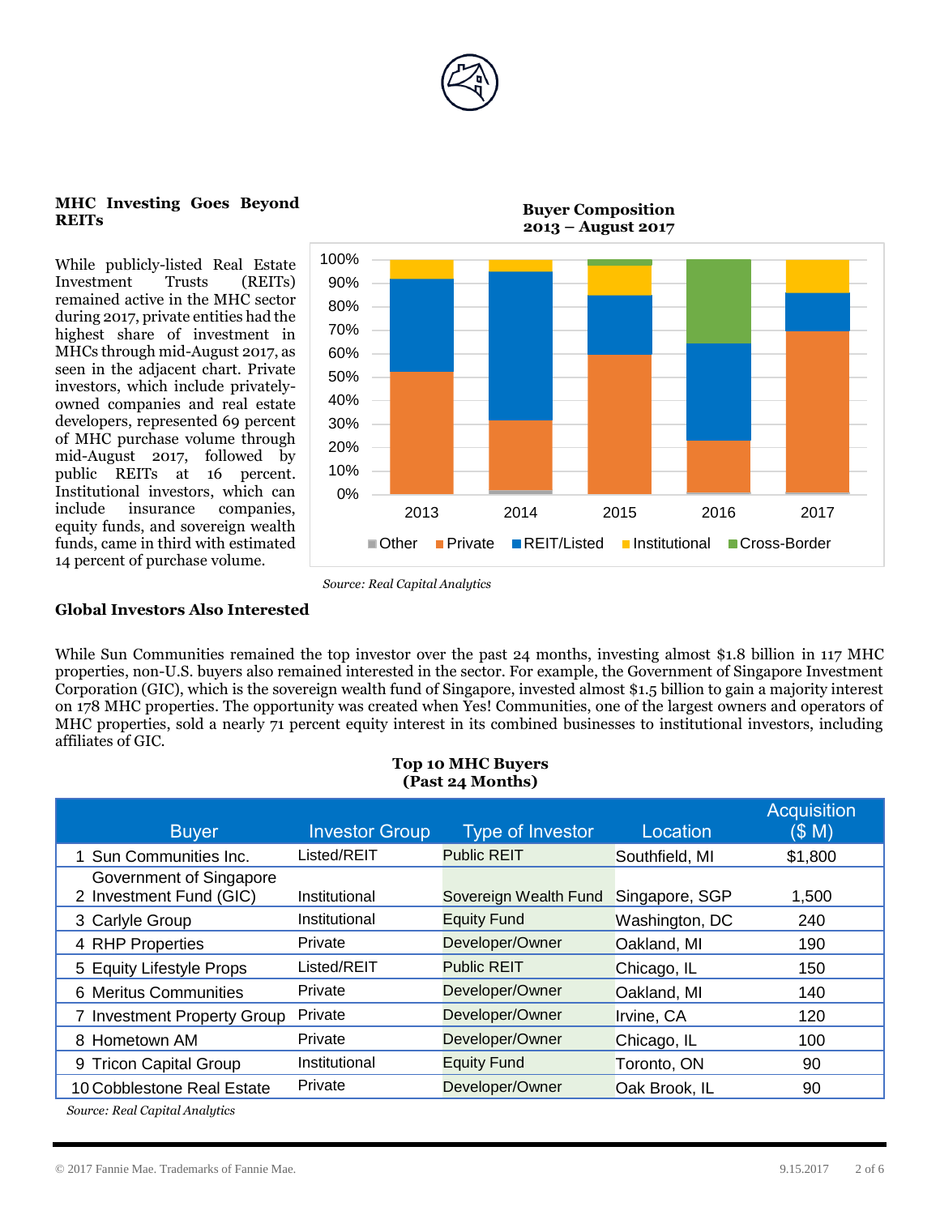## MHC Investing Goes Beyond REITs

While publicly-listed Real Estate Investment Trusts (REITs) remained active in the MHC sector during 2017, private entities had the highest share of investment in MHCs through mid-August 2017, as seen in the adjacent chart. Private investors, which include privately-owned companies and real estate developers, represented 69 percent of MHC purchase volume through mid-August 2017, followed by public REITs at 16 percent. Institutional investors, which can include insurance companies, equity funds, and sovereign wealth funds, came in third with estimated 14 percent of purchase volume.

**Buyer Composition**
**2013 – August 2017**

*Source: Real Capital Analytics*

## Global Investors Also Interested

While Sun Communities remained the top investor over the past 24 months, investing almost $1.8 billion in 117 MHC properties, non-U.S. buyers also remained interested in the sector. For example, the Government of Singapore Investment Corporation (GIC), which is the sovereign wealth fund of Singapore, invested almost $1.5 billion to gain a majority interest on 178 MHC properties. The opportunity was created when Yes! Communities, one of the largest owners and operators of MHC properties, sold a nearly 71 percent equity interest in its combined businesses to institutional investors, including affiliates of GIC.

**Top 10 MHC Buyers**
**(Past 24 Months)**

| | Buyer | Investor Group | Type of Investor | Location | Acquisition ($ M) |
|---|---|---|---|---|---|
| 1 | Sun Communities Inc. | Listed/REIT | Public REIT | Southfield, MI | $1,800 |
| 2 | Government of Singapore Investment Fund (GIC) | Institutional | Sovereign Wealth Fund | Singapore, SGP | 1,500 |
| 3 | Carlyle Group | Institutional | Equity Fund | Washington, DC | 240 |
| 4 | RHP Properties | Private | Developer/Owner | Oakland, MI | 190 |
| 5 | Equity Lifestyle Props | Listed/REIT | Public REIT | Chicago, IL | 150 |
| 6 | Meritus Communities | Private | Developer/Owner | Oakland, MI | 140 |
| 7 | Investment Property Group | Private | Developer/Owner | Irvine, CA | 120 |
| 8 | Hometown AM | Private | Developer/Owner | Chicago, IL | 100 |
| 9 | Tricon Capital Group | Institutional | Equity Fund | Toronto, ON | 90 |
| 10 | Cobblestone Real Estate | Private | Developer/Owner | Oak Brook, IL | 90 |

*Source: Real Capital Analytics*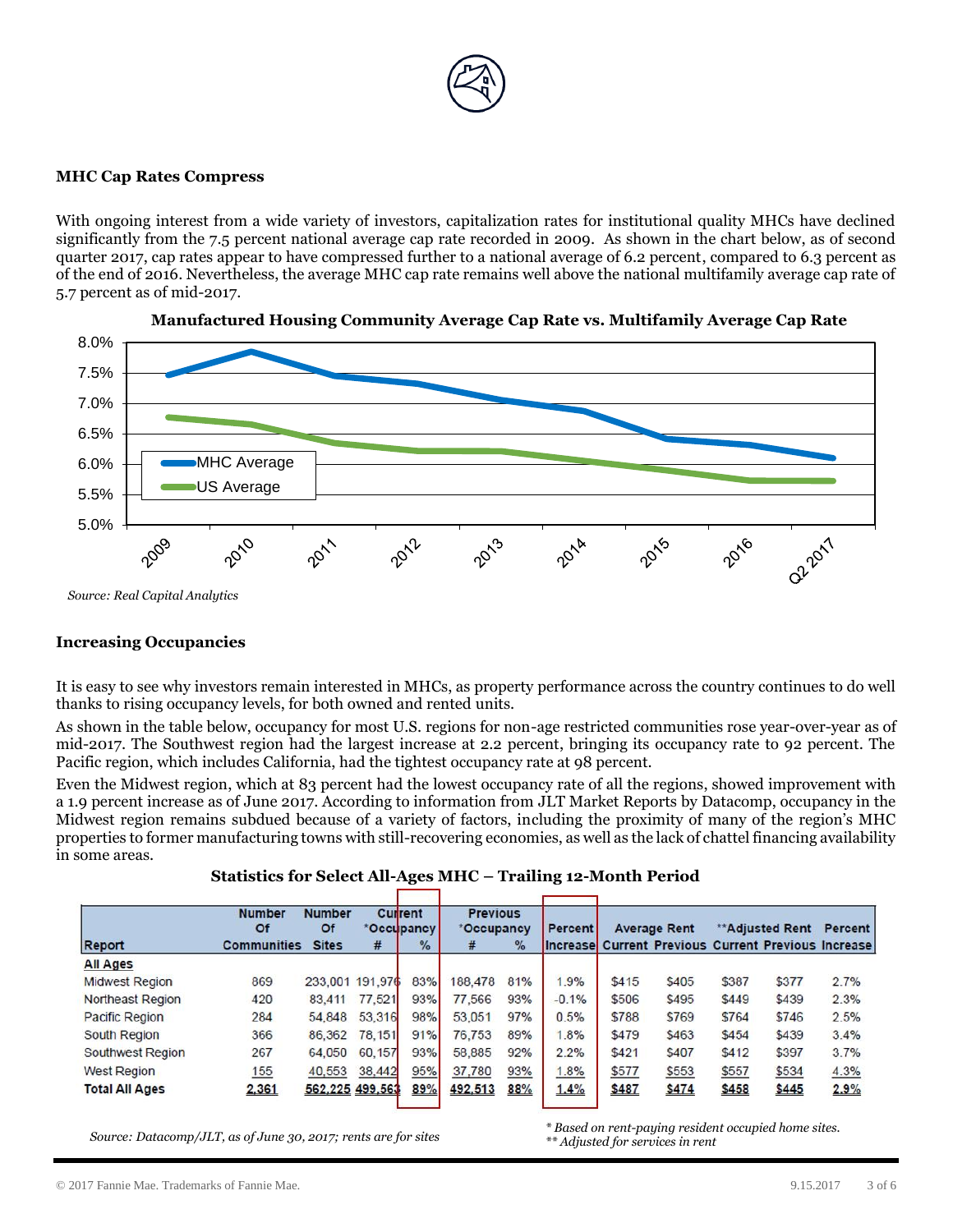### MHC Cap Rates Compress

With ongoing interest from a wide variety of investors, capitalization rates for institutional quality MHCs have declined significantly from the 7.5 percent national average cap rate recorded in 2009. As shown in the chart below, as of second quarter 2017, cap rates appear to have compressed further to a national average of 6.2 percent, compared to 6.3 percent as of the end of 2016. Nevertheless, the average MHC cap rate remains well above the national multifamily average cap rate of 5.7 percent as of mid-2017.

**Manufactured Housing Community Average Cap Rate vs. Multifamily Average Cap Rate**

*Source: Real Capital Analytics*

### Increasing Occupancies

It is easy to see why investors remain interested in MHCs, as property performance across the country continues to do well thanks to rising occupancy levels, for both owned and rented units.

As shown in the table below, occupancy for most U.S. regions for non-age restricted communities rose year-over-year as of mid-2017. The Southwest region had the largest increase at 2.2 percent, bringing its occupancy rate to 92 percent. The Pacific region, which includes California, had the tightest occupancy rate at 98 percent.

Even the Midwest region, which at 83 percent had the lowest occupancy rate of all the regions, showed improvement with a 1.9 percent increase as of June 2017. According to information from JLT Market Reports by Datacomp, occupancy in the Midwest region remains subdued because of a variety of factors, including the proximity of many of the region's MHC properties to former manufacturing towns with still-recovering economies, as well as the lack of chattel financing availability in some areas.

**Statistics for Select All-Ages MHC – Trailing 12-Month Period**

| Report | Number Of Communities | Number Of Sites | Current *Occupancy # | Current *Occupancy % | Previous *Occupancy # | Previous *Occupancy % | Percent Increase | Average Rent Current | Average Rent Previous | **Adjusted Rent Current | **Adjusted Rent Previous | Percent Increase |
|---|---|---|---|---|---|---|---|---|---|---|---|---|
| **All Ages** | | | | | | | | | | | | |
| Midwest Region | 869 | 233,001 | 191,976 | 83% | 188,478 | 81% | 1.9% | $415 | $405 | $387 | $377 | 2.7% |
| Northeast Region | 420 | 83,411 | 77,521 | 93% | 77,566 | 93% | -0.1% | $506 | $495 | $449 | $439 | 2.3% |
| Pacific Region | 284 | 54,848 | 53,316 | 98% | 53,051 | 97% | 0.5% | $788 | $769 | $764 | $746 | 2.5% |
| South Region | 366 | 86,362 | 78,151 | 91% | 76,753 | 89% | 1.8% | $479 | $463 | $454 | $439 | 3.4% |
| Southwest Region | 267 | 64,050 | 60,157 | 93% | 58,885 | 92% | 2.2% | $421 | $407 | $412 | $397 | 3.7% |
| West Region | 155 | 40,553 | 38,442 | 95% | 37,780 | 93% | 1.8% | $577 | $553 | $557 | $534 | 4.3% |
| **Total All Ages** | **2,361** | **562,225** | **499,563** | **89%** | **492,513** | **88%** | **1.4%** | **$487** | **$474** | **$458** | **$445** | **2.9%** |

*Source: Datacomp/JLT, as of June 30, 2017; rents are for sites*

** Based on rent-paying resident occupied home sites.*
*** Adjusted for services in rent*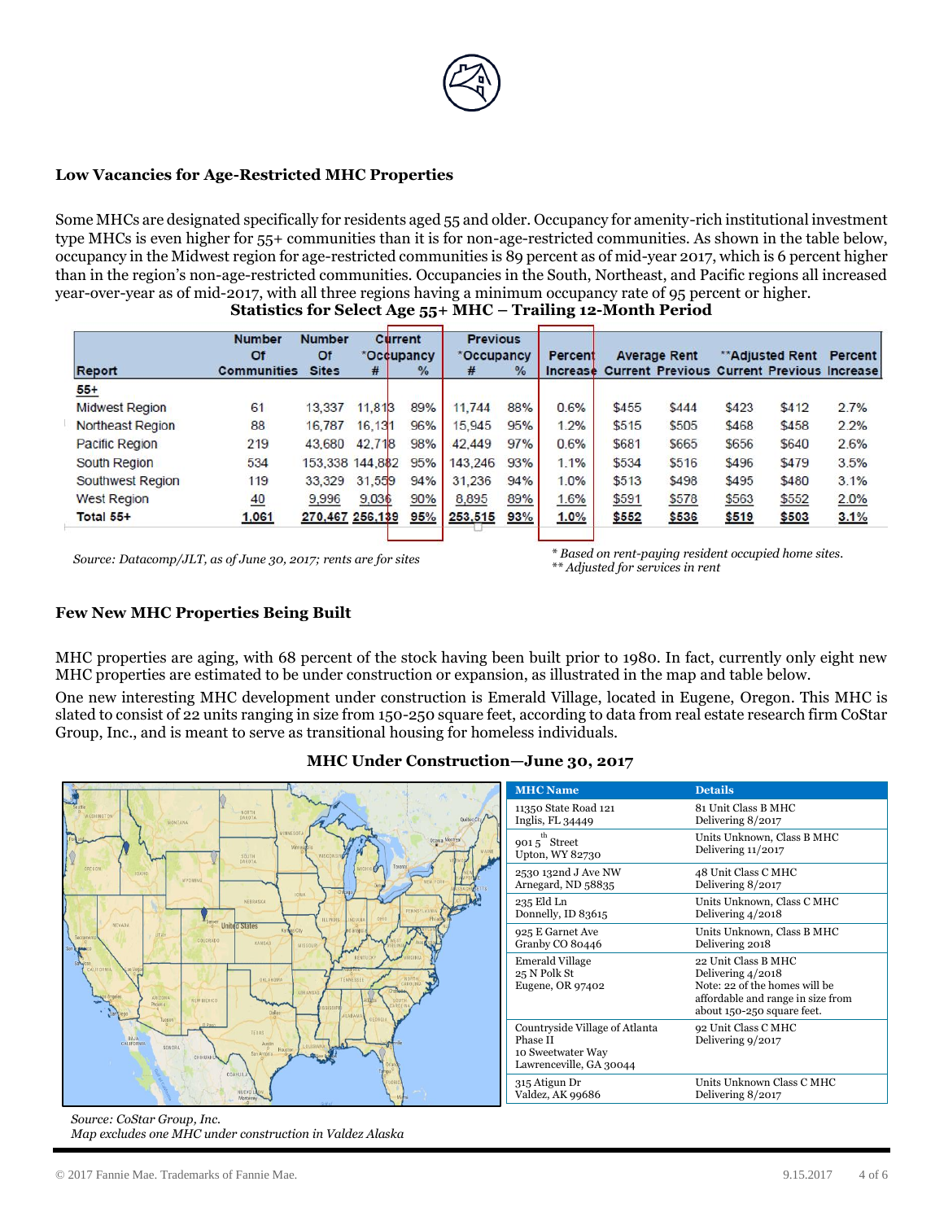## Low Vacancies for Age-Restricted MHC Properties

Some MHCs are designated specifically for residents aged 55 and older. Occupancy for amenity-rich institutional investment type MHCs is even higher for 55+ communities than it is for non-age-restricted communities. As shown in the table below, occupancy in the Midwest region for age-restricted communities is 89 percent as of mid-year 2017, which is 6 percent higher than in the region's non-age-restricted communities. Occupancies in the South, Northeast, and Pacific regions all increased year-over-year as of mid-2017, with all three regions having a minimum occupancy rate of 95 percent or higher.

**Statistics for Select Age 55+ MHC – Trailing 12-Month Period**

| Report | Number Of Communities | Number Of Sites | Current *Occupancy # | Current *Occupancy % | Previous *Occupancy # | Previous *Occupancy % | Percent Increase | Average Rent Current | Average Rent Previous | **Adjusted Rent Current | **Adjusted Rent Previous | Percent Increase |
|---|---|---|---|---|---|---|---|---|---|---|---|---|
| 55+ | | | | | | | | | | | | |
| Midwest Region | 61 | 13,337 | 11,813 | 89% | 11,744 | 88% | 0.6% | $455 | $444 | $423 | $412 | 2.7% |
| Northeast Region | 88 | 16,787 | 16,131 | 96% | 15,945 | 95% | 1.2% | $515 | $505 | $468 | $458 | 2.2% |
| Pacific Region | 219 | 43,680 | 42,718 | 98% | 42,449 | 97% | 0.6% | $681 | $665 | $656 | $640 | 2.6% |
| South Region | 534 | 153,338 | 144,882 | 95% | 143,246 | 93% | 1.1% | $534 | $516 | $496 | $479 | 3.5% |
| Southwest Region | 119 | 33,329 | 31,559 | 94% | 31,236 | 94% | 1.0% | $513 | $498 | $495 | $480 | 3.1% |
| West Region | 40 | 9,996 | 9,036 | 90% | 8,895 | 89% | 1.6% | $591 | $578 | $563 | $552 | 2.0% |
| Total 55+ | 1,061 | 270,467 | 256,139 | 95% | 253,515 | 93% | 1.0% | $552 | $536 | $519 | $503 | 3.1% |

*Source: Datacomp/JLT, as of June 30, 2017; rents are for sites*

*\* Based on rent-paying resident occupied home sites.*
*\*\* Adjusted for services in rent*

## Few New MHC Properties Being Built

MHC properties are aging, with 68 percent of the stock having been built prior to 1980. In fact, currently only eight new MHC properties are estimated to be under construction or expansion, as illustrated in the map and table below.

One new interesting MHC development under construction is Emerald Village, located in Eugene, Oregon. This MHC is slated to consist of 22 units ranging in size from 150-250 square feet, according to data from real estate research firm CoStar Group, Inc., and is meant to serve as transitional housing for homeless individuals.

**MHC Under Construction—June 30, 2017**

| MHC Name | Details |
|---|---|
| 11350 State Road 121, Inglis, FL 34449 | 81 Unit Class B MHC, Delivering 8/2017 |
| 901 5th Street, Upton, WY 82730 | Units Unknown, Class B MHC, Delivering 11/2017 |
| 2530 132nd J Ave NW, Arnegard, ND 58835 | 48 Unit Class C MHC, Delivering 8/2017 |
| 235 Eld Ln, Donnelly, ID 83615 | Units Unknown, Class C MHC, Delivering 4/2018 |
| 925 E Garnet Ave, Granby CO 80446 | Units Unknown, Class B MHC, Delivering 2018 |
| Emerald Village, 25 N Polk St, Eugene, OR 97402 | 22 Unit Class B MHC, Delivering 4/2018. Note: 22 of the homes will be affordable and range in size from about 150-250 square feet. |
| Countryside Village of Atlanta Phase II, 10 Sweetwater Way, Lawrenceville, GA 30044 | 92 Unit Class C MHC, Delivering 9/2017 |
| 315 Atigun Dr, Valdez, AK 99686 | Units Unknown Class C MHC, Delivering 8/2017 |

*Source: CoStar Group, Inc.*
*Map excludes one MHC under construction in Valdez Alaska*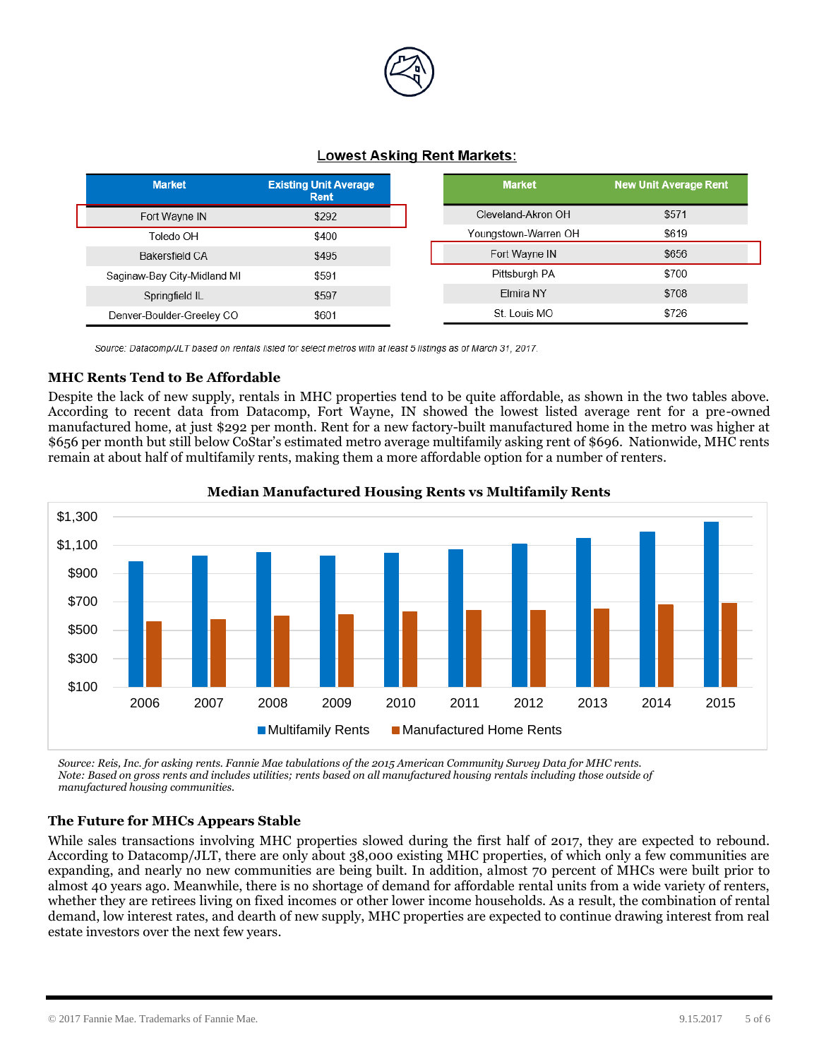## Lowest Asking Rent Markets:

| Market | Existing Unit Average Rent |
|---|---|
| Fort Wayne IN | $292 |
| Toledo OH | $400 |
| Bakersfield CA | $495 |
| Saginaw-Bay City-Midland MI | $591 |
| Springfield IL | $597 |
| Denver-Boulder-Greeley CO | $601 |

| Market | New Unit Average Rent |
|---|---|
| Cleveland-Akron OH | $571 |
| Youngstown-Warren OH | $619 |
| Fort Wayne IN | $656 |
| Pittsburgh PA | $700 |
| Elmira NY | $708 |
| St. Louis MO | $726 |

*Source: Datacomp/JLT based on rentals listed for select metros with at least 5 listings as of March 31, 2017.*

### MHC Rents Tend to Be Affordable

Despite the lack of new supply, rentals in MHC properties tend to be quite affordable, as shown in the two tables above. According to recent data from Datacomp, Fort Wayne, IN showed the lowest listed average rent for a pre-owned manufactured home, at just $292 per month. Rent for a new factory-built manufactured home in the metro was higher at $656 per month but still below CoStar's estimated metro average multifamily asking rent of $696. Nationwide, MHC rents remain at about half of multifamily rents, making them a more affordable option for a number of renters.

**Median Manufactured Housing Rents vs Multifamily Rents**

*Source: Reis, Inc. for asking rents. Fannie Mae tabulations of the 2015 American Community Survey Data for MHC rents.*
*Note: Based on gross rents and includes utilities; rents based on all manufactured housing rentals including those outside of manufactured housing communities.*

### The Future for MHCs Appears Stable

While sales transactions involving MHC properties slowed during the first half of 2017, they are expected to rebound. According to Datacomp/JLT, there are only about 38,000 existing MHC properties, of which only a few communities are expanding, and nearly no new communities are being built. In addition, almost 70 percent of MHCs were built prior to almost 40 years ago. Meanwhile, there is no shortage of demand for affordable rental units from a wide variety of renters, whether they are retirees living on fixed incomes or other lower income households. As a result, the combination of rental demand, low interest rates, and dearth of new supply, MHC properties are expected to continue drawing interest from real estate investors over the next few years.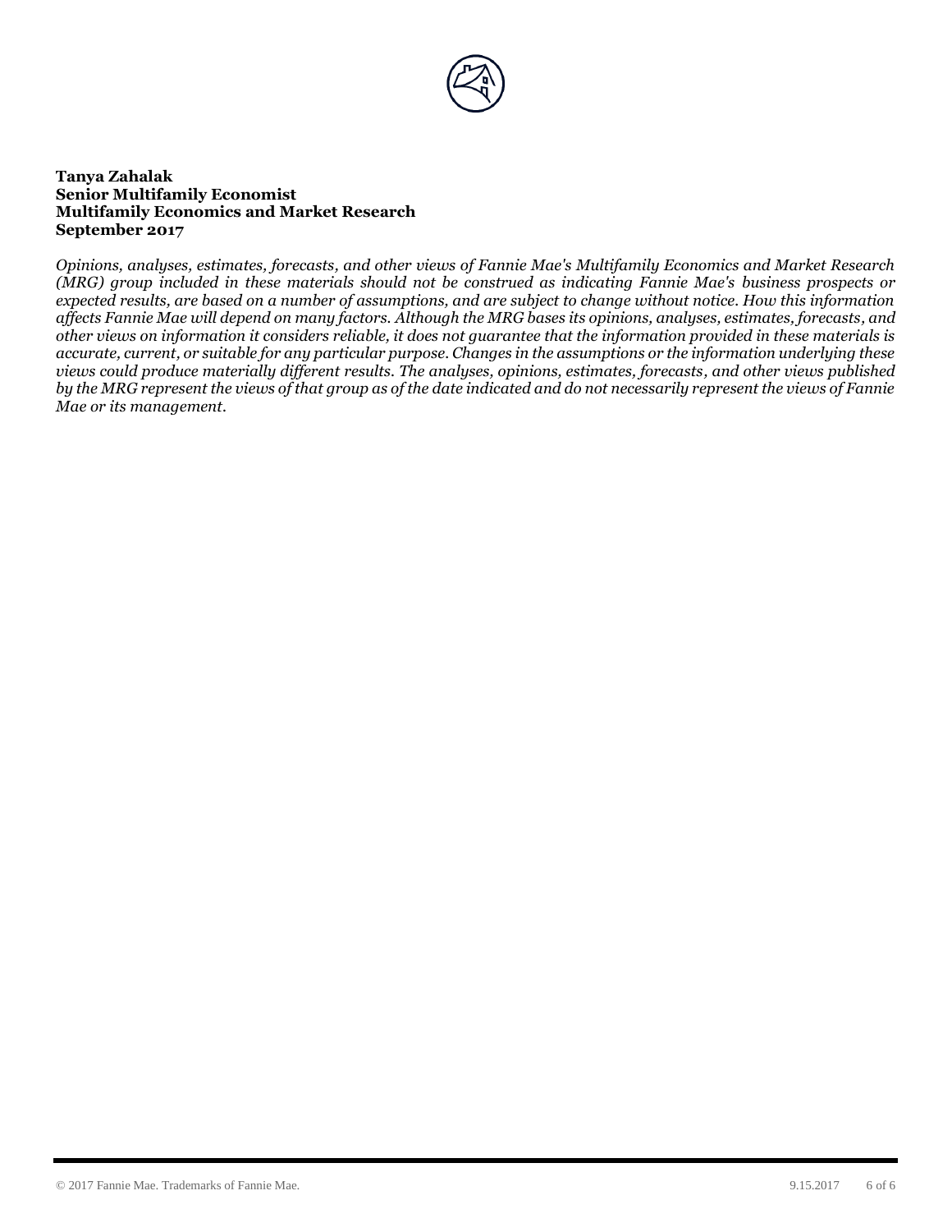**Tanya Zahalak**
**Senior Multifamily Economist**
**Multifamily Economics and Market Research**
**September 2017**

*Opinions, analyses, estimates, forecasts, and other views of Fannie Mae's Multifamily Economics and Market Research (MRG) group included in these materials should not be construed as indicating Fannie Mae's business prospects or expected results, are based on a number of assumptions, and are subject to change without notice. How this information affects Fannie Mae will depend on many factors. Although the MRG bases its opinions, analyses, estimates, forecasts, and other views on information it considers reliable, it does not guarantee that the information provided in these materials is accurate, current, or suitable for any particular purpose. Changes in the assumptions or the information underlying these views could produce materially different results. The analyses, opinions, estimates, forecasts, and other views published by the MRG represent the views of that group as of the date indicated and do not necessarily represent the views of Fannie Mae or its management.*